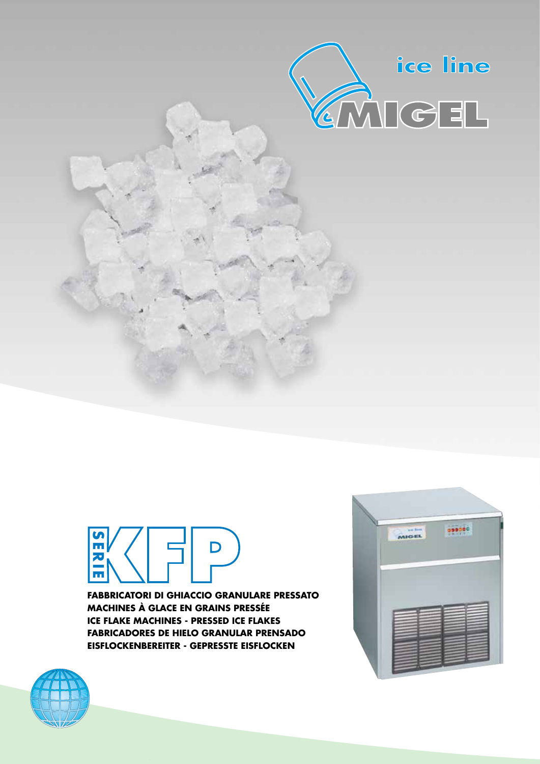ice line

MIGEL

# SERIE KFP

**FABBRICATORI DI GHIACCIO GRANULARE PRESSATO**
**MACHINES À GLACE EN GRAINS PRESSÉE**
**ICE FLAKE MACHINES - PRESSED ICE FLAKES**
**FABRICADORES DE HIELO GRANULAR PRENSADO**
**EISFLOCKENBEREITER - GEPRESSTE EISFLOCKEN**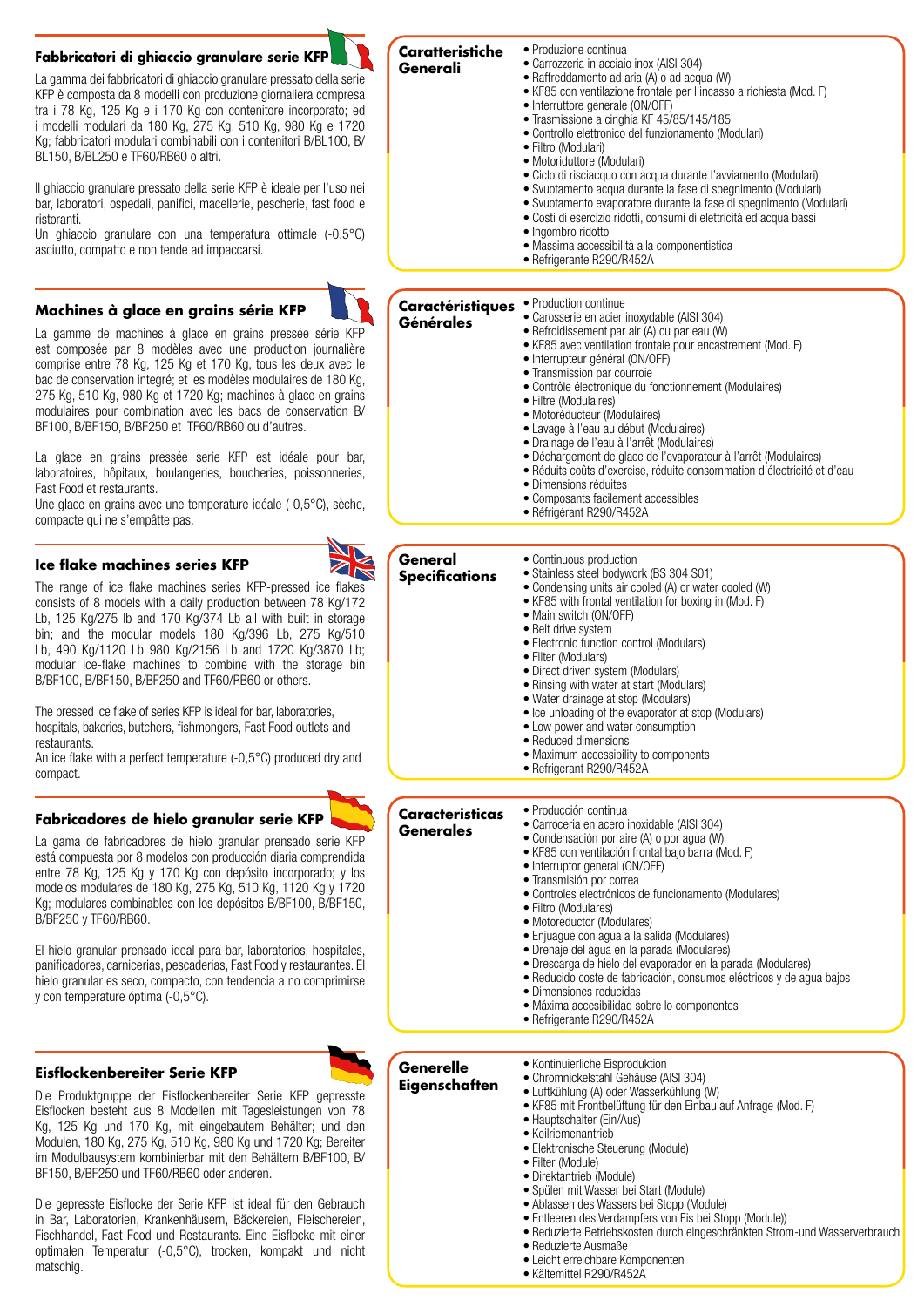## Fabbricatori di ghiaccio granulare serie KFP

La gamma dei fabbricatori di ghiaccio granulare pressato della serie KFP è composta da 8 modelli con produzione giornaliera compresa tra i 78 Kg, 125 Kg e i 170 Kg con contenitore incorporato; ed i modelli modulari da 180 Kg, 275 Kg, 510 Kg, 980 Kg e 1720 Kg; fabbricatori modulari combinabili con i contenitori B/BL100, B/BL150, B/BL250 e TF60/RB60 o altri.

Il ghiaccio granulare pressato della serie KFP è ideale per l'uso nei bar, laboratori, ospedali, panifici, macellerie, pescherie, fast food e ristoranti.
Un ghiaccio granulare con una temperatura ottimale (-0,5°C) asciutto, compatto e non tende ad impaccarsi.

### Caratteristiche Generali

- Produzione continua
- Carrozzeria in acciaio inox (AISI 304)
- Raffreddamento ad aria (A) o ad acqua (W)
- KF85 con ventilazione frontale per l'incasso a richiesta (Mod. F)
- Interruttore generale (ON/OFF)
- Trasmissione a cinghia KF 45/85/145/185
- Controllo elettronico del funzionamento (Modulari)
- Filtro (Modulari)
- Motoriduttore (Modulari)
- Ciclo di risciacquo con acqua durante l'avviamento (Modulari)
- Svuotamento acqua durante la fase di spegnimento (Modulari)
- Svuotamento evaporatore durante la fase di spegnimento (Modulari)
- Costi di esercizio ridotti, consumi di elettricità ed acqua bassi
- Ingombro ridotto
- Massima accessibilità alla componentistica
- Refrigerante R290/R452A

## Machines à glace en grains série KFP

La gamme de machines à glace en grains pressée série KFP est composée par 8 modèles avec une production journalière comprise entre 78 Kg, 125 Kg et 170 Kg, tous les deux avec le bac de conservation integré; et les modèles modulaires de 180 Kg, 275 Kg, 510 Kg, 980 Kg et 1720 Kg; machines à glace en grains modulaires pour combination avec les bacs de conservation B/BF100, B/BF150, B/BF250 et TF60/RB60 ou d'autres.

La glace en grains pressée serie KFP est idéale pour bar, laboratoires, hôpitaux, boulangeries, boucheries, poissonneries, Fast Food et restaurants.
Une glace en grains avec une temperature idéale (-0,5°C), sèche, compacte qui ne s'empâtte pas.

### Caractéristiques Générales

- Production continue
- Carosserie en acier inoxydable (AISI 304)
- Refroidissement par air (A) ou par eau (W)
- KF85 avec ventilation frontale pour encastrement (Mod. F)
- Interrupteur général (ON/OFF)
- Transmission par courroie
- Contrôle électronique du fonctionnement (Modulaires)
- Filtre (Modulaires)
- Motoréducteur (Modulaires)
- Lavage à l'eau au début (Modulaires)
- Drainage de l'eau à l'arrêt (Modulaires)
- Déchargement de glace de l'evaporateur à l'arrêt (Modulaires)
- Réduits coûts d'exercise, réduite consommation d'électricité et d'eau
- Dimensions réduites
- Composants facilement accessibles
- Réfrigérant R290/R452A

## Ice flake machines series KFP

The range of ice flake machines series KFP-pressed ice flakes consists of 8 models with a daily production between 78 Kg/172 Lb, 125 Kg/275 lb and 170 Kg/374 Lb all with built in storage bin; and the modular models 180 Kg/396 Lb, 275 Kg/510 Lb, 490 Kg/1120 Lb 980 Kg/2156 Lb and 1720 Kg/3870 Lb; modular ice-flake machines to combine with the storage bin B/BF100, B/BF150, B/BF250 and TF60/RB60 or others.

The pressed ice flake of series KFP is ideal for bar, laboratories, hospitals, bakeries, butchers, fishmongers, Fast Food outlets and restaurants.
An ice flake with a perfect temperature (-0,5°C) produced dry and compact.

### General Specifications

- Continuous production
- Stainless steel bodywork (BS 304 S01)
- Condensing units air cooled (A) or water cooled (W)
- KF85 with frontal ventilation for boxing in (Mod. F)
- Main switch (ON/OFF)
- Belt drive system
- Electronic function control (Modulars)
- Filter (Modulars)
- Direct driven system (Modulars)
- Rinsing with water at start (Modulars)
- Water drainage at stop (Modulars)
- Ice unloading of the evaporator at stop (Modulars)
- Low power and water consumption
- Reduced dimensions
- Maximum accessibility to components
- Refrigerant R290/R452A

## Fabricadores de hielo granular serie KFP

La gama de fabricadores de hielo granular prensado serie KFP está compuesta por 8 modelos con producción diaria comprendida entre 78 Kg, 125 Kg y 170 Kg con depósito incorporado; y los modelos modulares de 180 Kg, 275 Kg, 510 Kg, 1120 Kg y 1720 Kg; modulares combinables con los depósitos B/BF100, B/BF150, B/BF250 y TF60/RB60.

El hielo granular prensado ideal para bar, laboratorios, hospitales, panificadores, carnicerias, pescaderias, Fast Food y restaurantes. El hielo granular es seco, compacto, con tendencia a no comprimirse y con temperature óptima (-0,5°C).

### Caracteristicas Generales

- Producción continua
- Carroceria en acero inoxidable (AISI 304)
- Condensación por aire (A) o por agua (W)
- KF85 con ventilación frontal bajo barra (Mod. F)
- Interruptor general (ON/OFF)
- Transmisión por correa
- Controles electrónicos de funcionamento (Modulares)
- Filtro (Modulares)
- Motoreductor (Modulares)
- Enjuague con agua a la salida (Modulares)
- Drenaje del agua en la parada (Modulares)
- Drescarga de hielo del evaporador en la parada (Modulares)
- Reducido coste de fabricación, consumos eléctricos y de agua bajos
- Dimensiones reducidas
- Máxima accesibilidad sobre lo componentes
- Refrigerante R290/R452A

## Eisflockenbereiter Serie KFP

Die Produktgruppe der Eisflockenbereiter Serie KFP gepresste Eisflocken besteht aus 8 Modellen mit Tagesleistungen von 78 Kg, 125 Kg und 170 Kg, mit eingebautem Behälter; und den Modulen, 180 Kg, 275 Kg, 510 Kg, 980 Kg und 1720 Kg; Bereiter im Modulbausystem kombinierbar mit den Behältern B/BF100, B/BF150, B/BF250 und TF60/RB60 oder anderen.

Die gepresste Eisflocke der Serie KFP ist ideal für den Gebrauch in Bar, Laboratorien, Krankenhäusern, Bäckereien, Fleischereien, Fischhandel, Fast Food und Restaurants. Eine Eisflocke mit einer optimalen Temperatur (-0,5°C), trocken, kompakt und nicht matschig.

### Generelle Eigenschaften

- Kontinuierliche Eisproduktion
- Chromnickelstahl Gehäuse (AISI 304)
- Luftkühlung (A) oder Wasserkühlung (W)
- KF85 mit Frontbelüftung für den Einbau auf Anfrage (Mod. F)
- Hauptschalter (Ein/Aus)
- Keilriemenantrieb
- Elektronische Steuerung (Module)
- Filter (Module)
- Direktantrieb (Module)
- Spülen mit Wasser bei Start (Module)
- Ablassen des Wassers bei Stopp (Module)
- Entleeren des Verdampfers von Eis bei Stopp (Module))
- Reduzierte Betriebskosten durch eingeschränkten Strom-und Wasserverbrauch
- Reduzierte Ausmaße
- Leicht erreichbare Komponenten
- Kältemittel R290/R452A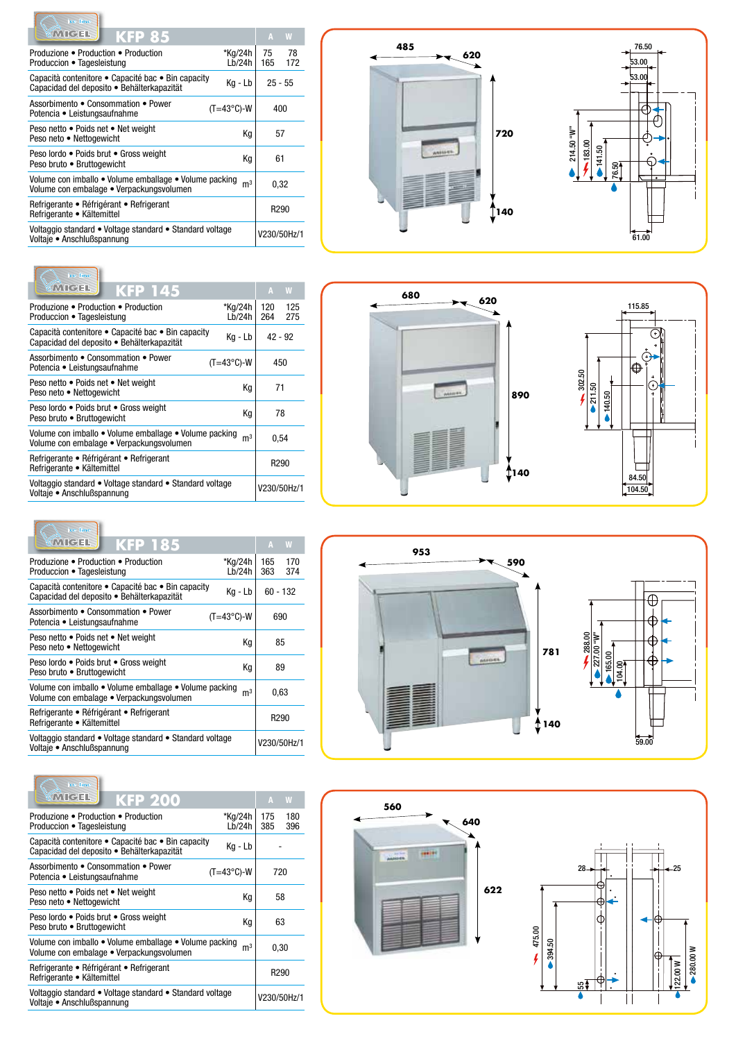## KFP 85

| | | A | W |
|---|---|---|---|
| Produzione • Production • Production<br>Produccion • Tagesleistung | *Kg/24h<br>Lb/24h | 75<br>165 | 78<br>172 |
| Capacità contenitore • Capacité bac • Bin capacity<br>Capacidad del deposito • Behälterkapazität | Kg - Lb | 25 - 55 | |
| Assorbimento • Consommation • Power<br>Potencia • Leistungsaufnahme | (T=43°C)-W | 400 | |
| Peso netto • Poids net • Net weight<br>Peso neto • Nettogewicht | Kg | 57 | |
| Peso lordo • Poids brut • Gross weight<br>Peso bruto • Bruttogewicht | Kg | 61 | |
| Volume con imballo • Volume emballage • Volume packing<br>Volume con embalaje • Verpackungsvolumen | $m^3$ | 0,32 | |
| Refrigerante • Réfrigérant • Refrigerant<br>Refrigerante • Kältemittel | | R290 | |
| Voltaggio standard • Voltage standard • Standard voltage<br>Voltaje • Anschlußspannung | | V230/50Hz/1 | |

485 — 620 — 720 — 140

76.50 — 53.00 — 53.00 — 214.50 "W" — 183.00 — 141.50 — 76.50 — 61.00

## KFP 145

| | | A | W |
|---|---|---|---|
| Produzione • Production • Production<br>Produccion • Tagesleistung | *Kg/24h<br>Lb/24h | 120<br>264 | 125<br>275 |
| Capacità contenitore • Capacité bac • Bin capacity<br>Capacidad del deposito • Behälterkapazität | Kg - Lb | 42 - 92 | |
| Assorbimento • Consommation • Power<br>Potencia • Leistungsaufnahme | (T=43°C)-W | 450 | |
| Peso netto • Poids net • Net weight<br>Peso neto • Nettogewicht | Kg | 71 | |
| Peso lordo • Poids brut • Gross weight<br>Peso bruto • Bruttogewicht | Kg | 78 | |
| Volume con imballo • Volume emballage • Volume packing<br>Volume con embalaje • Verpackungsvolumen | $m^3$ | 0,54 | |
| Refrigerante • Réfrigérant • Refrigerant<br>Refrigerante • Kältemittel | | R290 | |
| Voltaggio standard • Voltage standard • Standard voltage<br>Voltaje • Anschlußspannung | | V230/50Hz/1 | |

680 — 620 — 890 — 140

115.85 — 302.50 — 211.50 — 140.50 — 84.50 — 104.50

## KFP 185

| | | A | W |
|---|---|---|---|
| Produzione • Production • Production<br>Produccion • Tagesleistung | *Kg/24h<br>Lb/24h | 165<br>363 | 170<br>374 |
| Capacità contenitore • Capacité bac • Bin capacity<br>Capacidad del deposito • Behälterkapazität | Kg - Lb | 60 - 132 | |
| Assorbimento • Consommation • Power<br>Potencia • Leistungsaufnahme | (T=43°C)-W | 690 | |
| Peso netto • Poids net • Net weight<br>Peso neto • Nettogewicht | Kg | 85 | |
| Peso lordo • Poids brut • Gross weight<br>Peso bruto • Bruttogewicht | Kg | 89 | |
| Volume con imballo • Volume emballage • Volume packing<br>Volume con embalaje • Verpackungsvolumen | $m^3$ | 0,63 | |
| Refrigerante • Réfrigérant • Refrigerant<br>Refrigerante • Kältemittel | | R290 | |
| Voltaggio standard • Voltage standard • Standard voltage<br>Voltaje • Anschlußspannung | | V230/50Hz/1 | |

953 — 590 — 781 — 140

288.00 — 227.00 "W" — 165.00 — 104.00 — 59.00

## KFP 200

| | | A | W |
|---|---|---|---|
| Produzione • Production • Production<br>Produccion • Tagesleistung | *Kg/24h<br>Lb/24h | 175<br>385 | 180<br>396 |
| Capacità contenitore • Capacité bac • Bin capacity<br>Capacidad del deposito • Behälterkapazität | Kg - Lb | - | |
| Assorbimento • Consommation • Power<br>Potencia • Leistungsaufnahme | (T=43°C)-W | 720 | |
| Peso netto • Poids net • Net weight<br>Peso neto • Nettogewicht | Kg | 58 | |
| Peso lordo • Poids brut • Gross weight<br>Peso bruto • Bruttogewicht | Kg | 63 | |
| Volume con imballo • Volume emballage • Volume packing<br>Volume con embalaje • Verpackungsvolumen | $m^3$ | 0,30 | |
| Refrigerante • Réfrigérant • Refrigerant<br>Refrigerante • Kältemittel | | R290 | |
| Voltaggio standard • Voltage standard • Standard voltage<br>Voltaje • Anschlußspannung | | V230/50Hz/1 | |

560 — 640 — 622

28 — 25 — 475.00 — 394.50 — 55 — 122.00 W — 280.00 W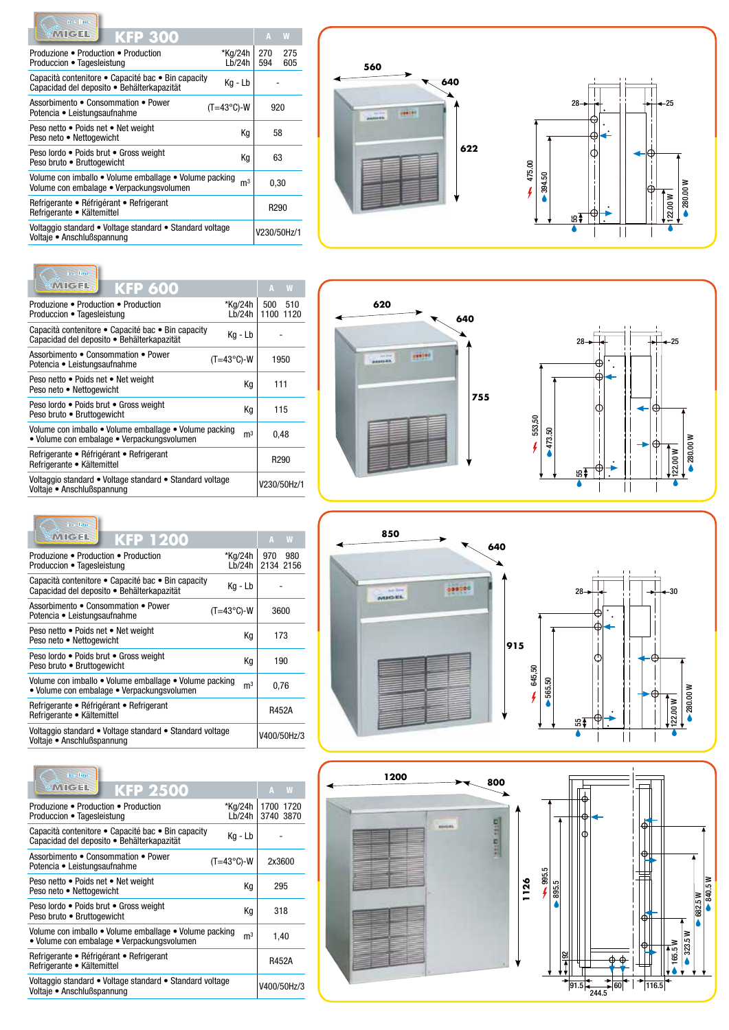## KFP 300

| | | A | W |
|---|---|---|---|
| Produzione • Production • Production Producción • Tagesleistung | *Kg/24h Lb/24h | 270 594 | 275 605 |
| Capacità contenitore • Capacité bac • Bin capacity Capacidad del deposito • Behälterkapazität | Kg - Lb | - | |
| Assorbimento • Consommation • Power Potencia • Leistungsaufnahme | (T=43°C)-W | 920 | |
| Peso netto • Poids net • Net weight Peso neto • Nettogewicht | Kg | 58 | |
| Peso lordo • Poids brut • Gross weight Peso bruto • Bruttogewicht | Kg | 63 | |
| Volume con imballo • Volume emballage • Volume packing Volume con embalage • Verpackungsvolumen | $m^3$ | 0,30 | |
| Refrigerante • Réfrigérant • Refrigerant Refrigerante • Kältemittel | | R290 | |
| Voltaggio standard • Voltage standard • Standard voltage Voltaje • Anschlußspannung | | V230/50Hz/1 | |

## KFP 600

| | | A | W |
|---|---|---|---|
| Produzione • Production • Production Producción • Tagesleistung | *Kg/24h Lb/24h | 500 1100 | 510 1120 |
| Capacità contenitore • Capacité bac • Bin capacity Capacidad del deposito • Behälterkapazität | Kg - Lb | - | |
| Assorbimento • Consommation • Power Potencia • Leistungsaufnahme | (T=43°C)-W | 1950 | |
| Peso netto • Poids net • Net weight Peso neto • Nettogewicht | Kg | 111 | |
| Peso lordo • Poids brut • Gross weight Peso bruto • Bruttogewicht | Kg | 115 | |
| Volume con imballo • Volume emballage • Volume packing • Volume con embalage • Verpackungsvolumen | $m^3$ | 0,48 | |
| Refrigerante • Réfrigérant • Refrigerant Refrigerante • Kältemittel | | R290 | |
| Voltaggio standard • Voltage standard • Standard voltage Voltaje • Anschlußspannung | | V230/50Hz/1 | |

## KFP 1200

| | | A | W |
|---|---|---|---|
| Produzione • Production • Production Producción • Tagesleistung | *Kg/24h Lb/24h | 970 2134 | 980 2156 |
| Capacità contenitore • Capacité bac • Bin capacity Capacidad del deposito • Behälterkapazität | Kg - Lb | - | |
| Assorbimento • Consommation • Power Potencia • Leistungsaufnahme | (T=43°C)-W | 3600 | |
| Peso netto • Poids net • Net weight Peso neto • Nettogewicht | Kg | 173 | |
| Peso lordo • Poids brut • Gross weight Peso bruto • Bruttogewicht | Kg | 190 | |
| Volume con imballo • Volume emballage • Volume packing • Volume con embalage • Verpackungsvolumen | $m^3$ | 0,76 | |
| Refrigerante • Réfrigérant • Refrigerant Refrigerante • Kältemittel | | R452A | |
| Voltaggio standard • Voltage standard • Standard voltage Voltaje • Anschlußspannung | | V400/50Hz/3 | |

## KFP 2500

| | | A | W |
|---|---|---|---|
| Produzione • Production • Production Producción • Tagesleistung | *Kg/24h Lb/24h | 1700 3740 | 1720 3870 |
| Capacità contenitore • Capacité bac • Bin capacity Capacidad del deposito • Behälterkapazität | Kg - Lb | - | |
| Assorbimento • Consommation • Power Potencia • Leistungsaufnahme | (T=43°C)-W | 2x3600 | |
| Peso netto • Poids net • Net weight Peso neto • Nettogewicht | Kg | 295 | |
| Peso lordo • Poids brut • Gross weight Peso bruto • Bruttogewicht | Kg | 318 | |
| Volume con imballo • Volume emballage • Volume packing • Volume con embalage • Verpackungsvolumen | $m^3$ | 1,40 | |
| Refrigerante • Réfrigérant • Refrigerant Refrigerante • Kältemittel | | R452A | |
| Voltaggio standard • Voltage standard • Standard voltage Voltaje • Anschlußspannung | | V400/50Hz/3 | |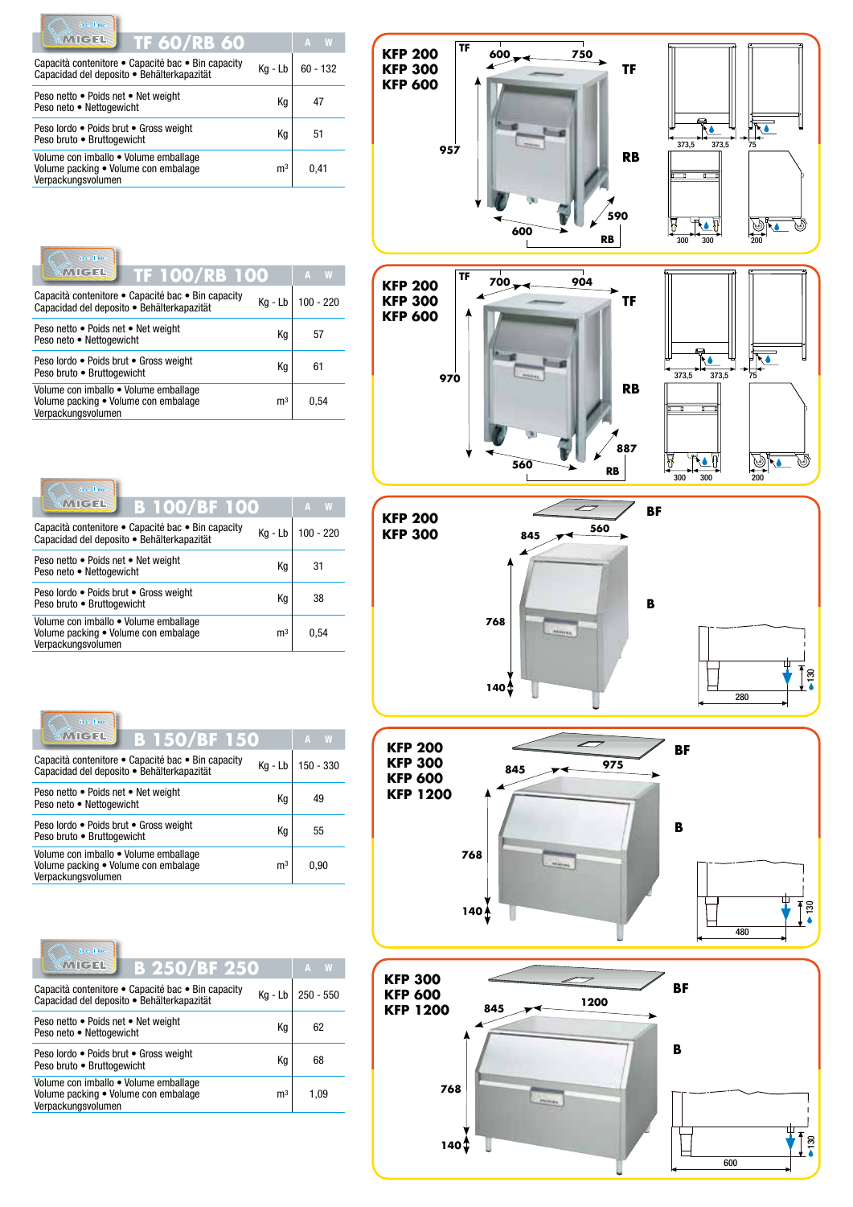## TF 60/RB 60

| | | A W |
|---|---|---|
| Capacità contenitore • Capacité bac • Bin capacity<br>Capacidad del deposito • Behälterkapazität | Kg - Lb | 60 - 132 |
| Peso netto • Poids net • Net weight<br>Peso neto • Nettogewicht | Kg | 47 |
| Peso lordo • Poids brut • Gross weight<br>Peso bruto • Bruttogewicht | Kg | 51 |
| Volume con imballo • Volume emballage<br>Volume packing • Volume con embalage<br>Verpackungsvolumen | $m^3$ | 0,41 |

**KFP 200**
**KFP 300**
**KFP 600**

TF: 600 – 750 – 957
RB: 600 – 590
373,5 – 373,5 – 75
300 – 300 – 200

## TF 100/RB 100

| | | A W |
|---|---|---|
| Capacità contenitore • Capacité bac • Bin capacity<br>Capacidad del deposito • Behälterkapazität | Kg - Lb | 100 - 220 |
| Peso netto • Poids net • Net weight<br>Peso neto • Nettogewicht | Kg | 57 |
| Peso lordo • Poids brut • Gross weight<br>Peso bruto • Bruttogewicht | Kg | 61 |
| Volume con imballo • Volume emballage<br>Volume packing • Volume con embalage<br>Verpackungsvolumen | $m^3$ | 0,54 |

**KFP 200**
**KFP 300**
**KFP 600**

TF: 700 – 904 – 970
RB: 560 – 887
373,5 – 373,5 – 75
300 – 300 – 200

## B 100/BF 100

| | | A W |
|---|---|---|
| Capacità contenitore • Capacité bac • Bin capacity<br>Capacidad del deposito • Behälterkapazität | Kg - Lb | 100 - 220 |
| Peso netto • Poids net • Net weight<br>Peso neto • Nettogewicht | Kg | 31 |
| Peso lordo • Poids brut • Gross weight<br>Peso bruto • Bruttogewicht | Kg | 38 |
| Volume con imballo • Volume emballage<br>Volume packing • Volume con embalage<br>Verpackungsvolumen | $m^3$ | 0,54 |

**KFP 200**
**KFP 300**

BF – B: 845 – 560 – 768 – 140 – 280 – 130

## B 150/BF 150

| | | A W |
|---|---|---|
| Capacità contenitore • Capacité bac • Bin capacity<br>Capacidad del deposito • Behälterkapazität | Kg - Lb | 150 - 330 |
| Peso netto • Poids net • Net weight<br>Peso neto • Nettogewicht | Kg | 49 |
| Peso lordo • Poids brut • Gross weight<br>Peso bruto • Bruttogewicht | Kg | 55 |
| Volume con imballo • Volume emballage<br>Volume packing • Volume con embalage<br>Verpackungsvolumen | $m^3$ | 0,90 |

**KFP 200**
**KFP 300**
**KFP 600**
**KFP 1200**

BF – B: 845 – 975 – 768 – 140 – 480 – 130

## B 250/BF 250

| | | A W |
|---|---|---|
| Capacità contenitore • Capacité bac • Bin capacity<br>Capacidad del deposito • Behälterkapazität | Kg - Lb | 250 - 550 |
| Peso netto • Poids net • Net weight<br>Peso neto • Nettogewicht | Kg | 62 |
| Peso lordo • Poids brut • Gross weight<br>Peso bruto • Bruttogewicht | Kg | 68 |
| Volume con imballo • Volume emballage<br>Volume packing • Volume con embalage<br>Verpackungsvolumen | $m^3$ | 1,09 |

**KFP 300**
**KFP 600**
**KFP 1200**

BF – B: 845 – 1200 – 768 – 140 – 600 – 130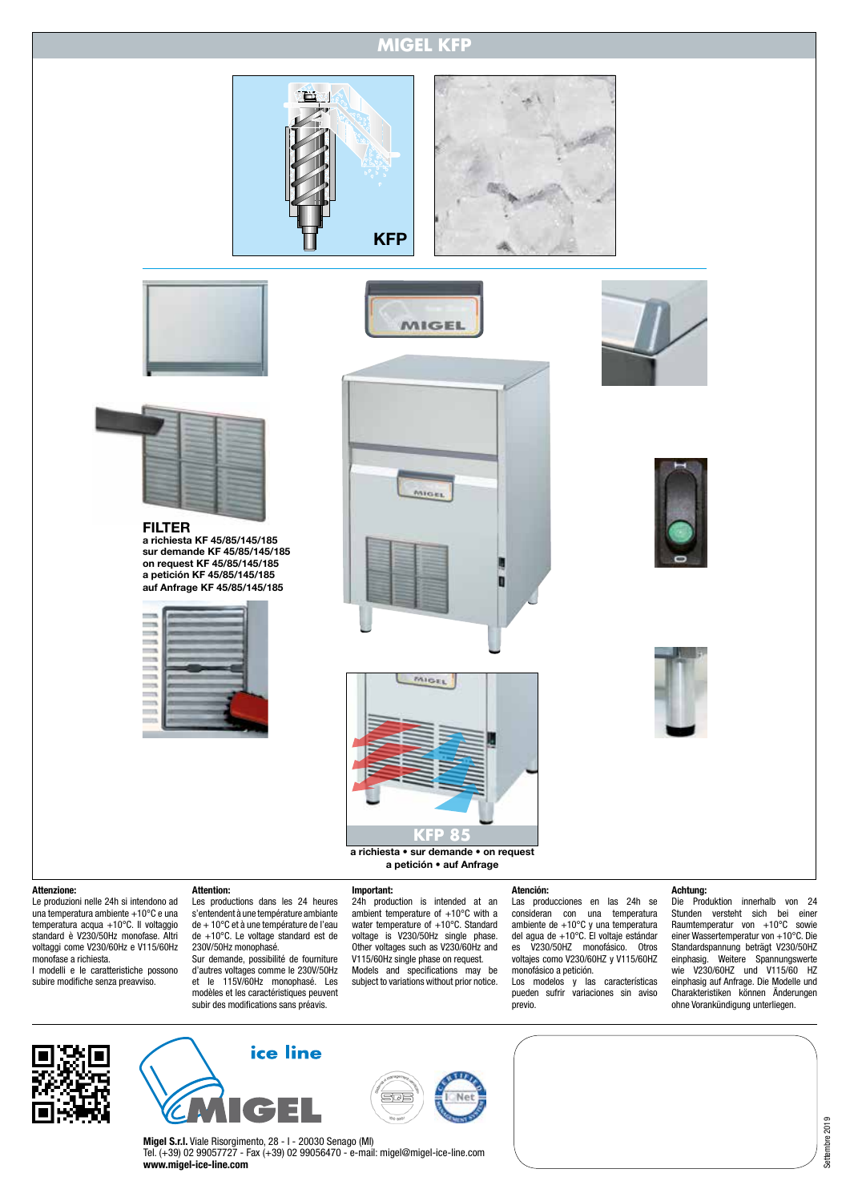# MIGEL KFP

KFP

**FILTER**
**a richiesta KF 45/85/145/185**
**sur demande KF 45/85/145/185**
**on request KF 45/85/145/185**
**a petición KF 45/85/145/185**
**auf Anfrage KF 45/85/145/185**

**KFP 85**
**a richiesta • sur demande • on request**
**a petición • auf Anfrage**

**Attenzione:**
Le produzioni nelle 24h si intendono ad una temperatura ambiente +10°C e una temperatura acqua +10°C. Il voltaggio standard è V230/50Hz monofase. Altri voltaggi come V230/60Hz e V115/60Hz monofase a richiesta.
I modelli e le caratteristiche possono subire modifiche senza preavviso.

**Attention:**
Les productions dans les 24 heures s'entendent à une température ambiante de + 10°C et à une température de l'eau de +10°C. Le voltage standard est de 230V/50Hz monophasé.
Sur demande, possibilité de fourniture d'autres voltages comme le 230V/60Hz et le 115V/60Hz monophasé. Les modèles et les caractéristiques peuvent subir des modifications sans préavis.

**Important:**
24h production is intended at an ambient temperature of +10°C with a water temperature of +10°C. Standard voltage is V230/50Hz single phase. Other voltages such as V230/60Hz and V115/60Hz single phase on request.
Models and specifications may be subject to variations without prior notice.

**Atención:**
Las producciones en las 24h se consideran con una temperatura ambiente de +10°C y una temperatura del agua de +10°C. El voltaje estándar es V230/50HZ monofásico. Otros voltajes como V230/60HZ y V115/60HZ monofásico a petición.
Los modelos y las características pueden sufrir variaciones sin aviso previo.

**Achtung:**
Die Produktion innerhalb von 24 Stunden versteht sich bei einer Raumtemperatur von +10°C sowie einer Wassertemperatur von +10°C. Die Standardspannung beträgt V230/50HZ einphasig. Weitere Spannungswerte wie V230/60HZ und V115/60 HZ einphasig auf Anfrage. Die Modelle und Charakteristiken können Änderungen ohne Vorankündigung unterliegen.

ice line
MIGEL

**Migel S.r.l.** Viale Risorgimento, 28 - I - 20030 Senago (MI)
Tel. (+39) 02 99057727 - Fax (+39) 02 99056470 - e-mail: migel@migel-ice-line.com
**www.migel-ice-line.com**

Settembre 2019